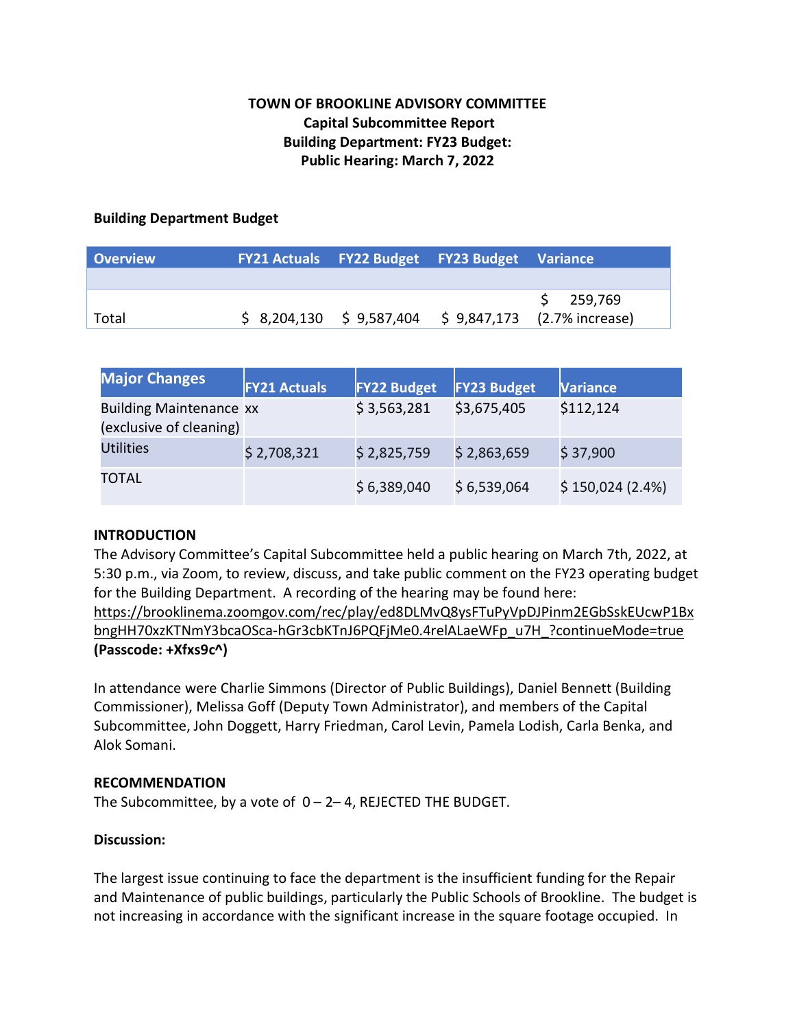**TOWN OF BROOKLINE ADVISORY COMMITTEE**
**Capital Subcommittee Report**
**Building Department: FY23 Budget:**
**Public Hearing: March 7, 2022**

**Building Department Budget**

| Overview | FY21 Actuals | FY22 Budget | FY23 Budget | Variance |
|---|---|---|---|---|
| | | | | |
| Total | $ 8,204,130 | $ 9,587,404 | $ 9,847,173 | $ 259,769 (2.7% increase) |

| Major Changes | FY21 Actuals | FY22 Budget | FY23 Budget | Variance |
|---|---|---|---|---|
| Building Maintenance (exclusive of cleaning) | xx | $ 3,563,281 | $3,675,405 | $112,124 |
| Utilities | $ 2,708,321 | $ 2,825,759 | $ 2,863,659 | $ 37,900 |
| TOTAL | | $ 6,389,040 | $ 6,539,064 | $ 150,024 (2.4%) |

**INTRODUCTION**

The Advisory Committee's Capital Subcommittee held a public hearing on March 7th, 2022, at 5:30 p.m., via Zoom, to review, discuss, and take public comment on the FY23 operating budget for the Building Department. A recording of the hearing may be found here: https://brooklinema.zoomgov.com/rec/play/ed8DLMvQ8ysFTuPyVpDJPinm2EGbSskEUcwP1BxbngHH70xzKTNmY3bcaOSca-hGr3cbKTnJ6PQFjMe0.4relALaeWFp_u7H_?continueMode=true **(Passcode: +Xfxs9c^)**

In attendance were Charlie Simmons (Director of Public Buildings), Daniel Bennett (Building Commissioner), Melissa Goff (Deputy Town Administrator), and members of the Capital Subcommittee, John Doggett, Harry Friedman, Carol Levin, Pamela Lodish, Carla Benka, and Alok Somani.

**RECOMMENDATION**

The Subcommittee, by a vote of 0 – 2– 4, REJECTED THE BUDGET.

**Discussion:**

The largest issue continuing to face the department is the insufficient funding for the Repair and Maintenance of public buildings, particularly the Public Schools of Brookline. The budget is not increasing in accordance with the significant increase in the square footage occupied. In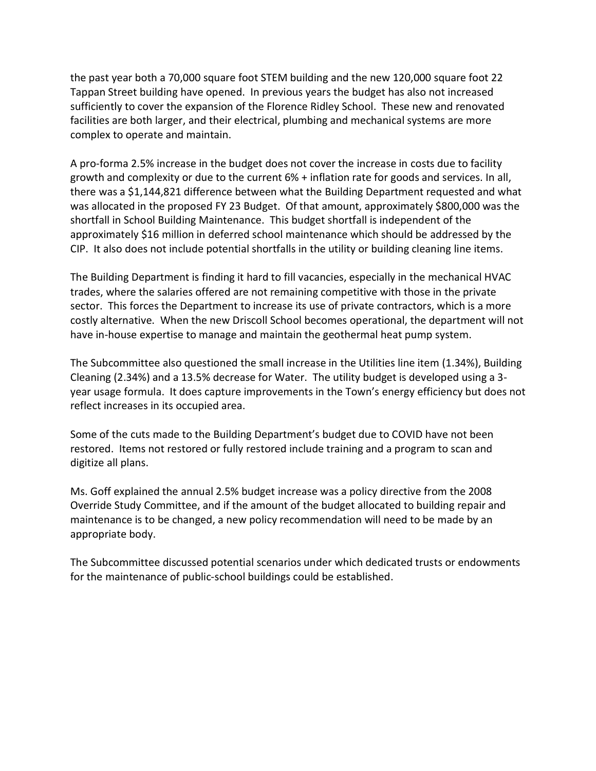the past year both a 70,000 square foot STEM building and the new 120,000 square foot 22 Tappan Street building have opened. In previous years the budget has also not increased sufficiently to cover the expansion of the Florence Ridley School. These new and renovated facilities are both larger, and their electrical, plumbing and mechanical systems are more complex to operate and maintain.

A pro-forma 2.5% increase in the budget does not cover the increase in costs due to facility growth and complexity or due to the current 6% + inflation rate for goods and services. In all, there was a $1,144,821 difference between what the Building Department requested and what was allocated in the proposed FY 23 Budget. Of that amount, approximately $800,000 was the shortfall in School Building Maintenance. This budget shortfall is independent of the approximately $16 million in deferred school maintenance which should be addressed by the CIP. It also does not include potential shortfalls in the utility or building cleaning line items.

The Building Department is finding it hard to fill vacancies, especially in the mechanical HVAC trades, where the salaries offered are not remaining competitive with those in the private sector. This forces the Department to increase its use of private contractors, which is a more costly alternative. When the new Driscoll School becomes operational, the department will not have in-house expertise to manage and maintain the geothermal heat pump system.

The Subcommittee also questioned the small increase in the Utilities line item (1.34%), Building Cleaning (2.34%) and a 13.5% decrease for Water. The utility budget is developed using a 3-year usage formula. It does capture improvements in the Town's energy efficiency but does not reflect increases in its occupied area.

Some of the cuts made to the Building Department's budget due to COVID have not been restored. Items not restored or fully restored include training and a program to scan and digitize all plans.

Ms. Goff explained the annual 2.5% budget increase was a policy directive from the 2008 Override Study Committee, and if the amount of the budget allocated to building repair and maintenance is to be changed, a new policy recommendation will need to be made by an appropriate body.

The Subcommittee discussed potential scenarios under which dedicated trusts or endowments for the maintenance of public-school buildings could be established.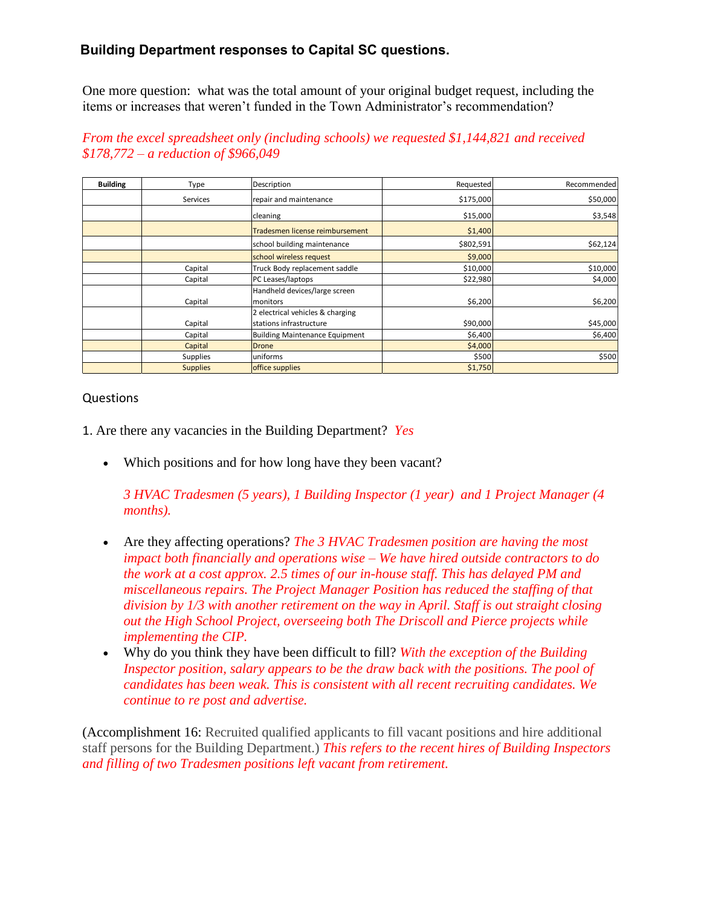### Building Department responses to Capital SC questions.

One more question: what was the total amount of your original budget request, including the items or increases that weren't funded in the Town Administrator's recommendation?

*From the excel spreadsheet only (including schools) we requested $1,144,821 and received $178,772 – a reduction of $966,049*

| Building | Type | Description | Requested | Recommended |
|---|---|---|---|---|
| | Services | repair and maintenance | $175,000 | $50,000 |
| | | cleaning | $15,000 | $3,548 |
| | | Tradesmen license reimbursement | $1,400 | |
| | | school building maintenance | $802,591 | $62,124 |
| | | school wireless request | $9,000 | |
| | Capital | Truck Body replacement saddle | $10,000 | $10,000 |
| | Capital | PC Leases/laptops | $22,980 | $4,000 |
| | Capital | Handheld devices/large screen monitors | $6,200 | $6,200 |
| | Capital | 2 electrical vehicles & charging stations infrastructure | $90,000 | $45,000 |
| | Capital | Building Maintenance Equipment | $6,400 | $6,400 |
| | Capital | Drone | $4,000 | |
| | Supplies | uniforms | $500 | $500 |
| | Supplies | office supplies | $1,750 | |

Questions

1. Are there any vacancies in the Building Department? *Yes*

- Which positions and for how long have they been vacant?

  *3 HVAC Tradesmen (5 years), 1 Building Inspector (1 year) and 1 Project Manager (4 months).*

- Are they affecting operations? *The 3 HVAC Tradesmen position are having the most impact both financially and operations wise – We have hired outside contractors to do the work at a cost approx. 2.5 times of our in-house staff. This has delayed PM and miscellaneous repairs. The Project Manager Position has reduced the staffing of that division by 1/3 with another retirement on the way in April. Staff is out straight closing out the High School Project, overseeing both The Driscoll and Pierce projects while implementing the CIP.*
- Why do you think they have been difficult to fill? *With the exception of the Building Inspector position, salary appears to be the draw back with the positions. The pool of candidates has been weak. This is consistent with all recent recruiting candidates. We continue to re post and advertise.*

(Accomplishment 16: Recruited qualified applicants to fill vacant positions and hire additional staff persons for the Building Department.) *This refers to the recent hires of Building Inspectors and filling of two Tradesmen positions left vacant from retirement.*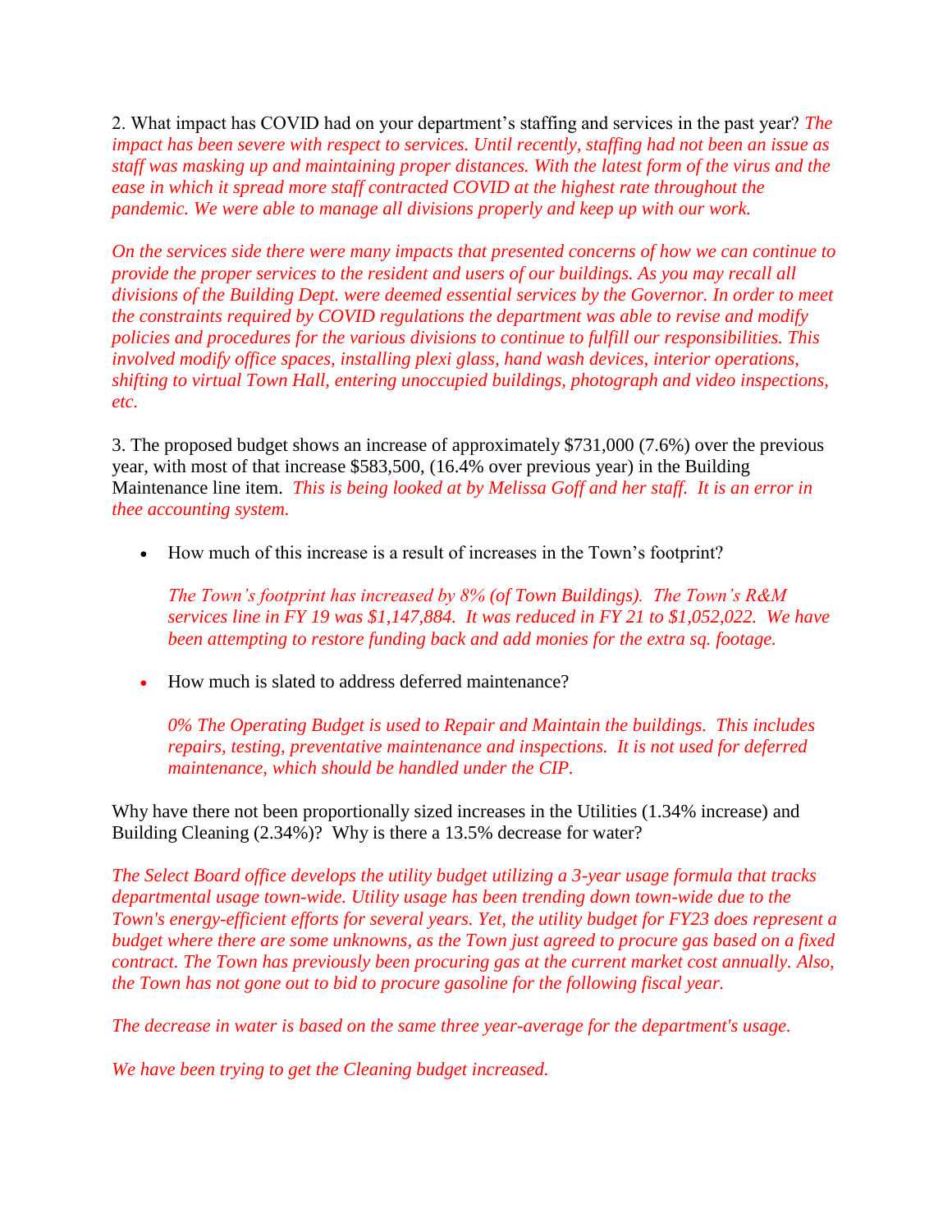2. What impact has COVID had on your department's staffing and services in the past year? *The impact has been severe with respect to services. Until recently, staffing had not been an issue as staff was masking up and maintaining proper distances. With the latest form of the virus and the ease in which it spread more staff contracted COVID at the highest rate throughout the pandemic. We were able to manage all divisions properly and keep up with our work.*

*On the services side there were many impacts that presented concerns of how we can continue to provide the proper services to the resident and users of our buildings. As you may recall all divisions of the Building Dept. were deemed essential services by the Governor. In order to meet the constraints required by COVID regulations the department was able to revise and modify policies and procedures for the various divisions to continue to fulfill our responsibilities. This involved modify office spaces, installing plexi glass, hand wash devices, interior operations, shifting to virtual Town Hall, entering unoccupied buildings, photograph and video inspections, etc.*

3. The proposed budget shows an increase of approximately $731,000 (7.6%) over the previous year, with most of that increase $583,500, (16.4% over previous year) in the Building Maintenance line item. *This is being looked at by Melissa Goff and her staff. It is an error in thee accounting system.*

- How much of this increase is a result of increases in the Town's footprint?

  *The Town's footprint has increased by 8% (of Town Buildings). The Town's R&M services line in FY 19 was $1,147,884. It was reduced in FY 21 to $1,052,022. We have been attempting to restore funding back and add monies for the extra sq. footage.*

- How much is slated to address deferred maintenance?

  *0% The Operating Budget is used to Repair and Maintain the buildings. This includes repairs, testing, preventative maintenance and inspections. It is not used for deferred maintenance, which should be handled under the CIP.*

Why have there not been proportionally sized increases in the Utilities (1.34% increase) and Building Cleaning (2.34%)? Why is there a 13.5% decrease for water?

*The Select Board office develops the utility budget utilizing a 3-year usage formula that tracks departmental usage town-wide. Utility usage has been trending down town-wide due to the Town's energy-efficient efforts for several years. Yet, the utility budget for FY23 does represent a budget where there are some unknowns, as the Town just agreed to procure gas based on a fixed contract. The Town has previously been procuring gas at the current market cost annually. Also, the Town has not gone out to bid to procure gasoline for the following fiscal year.*

*The decrease in water is based on the same three year-average for the department's usage.*

*We have been trying to get the Cleaning budget increased.*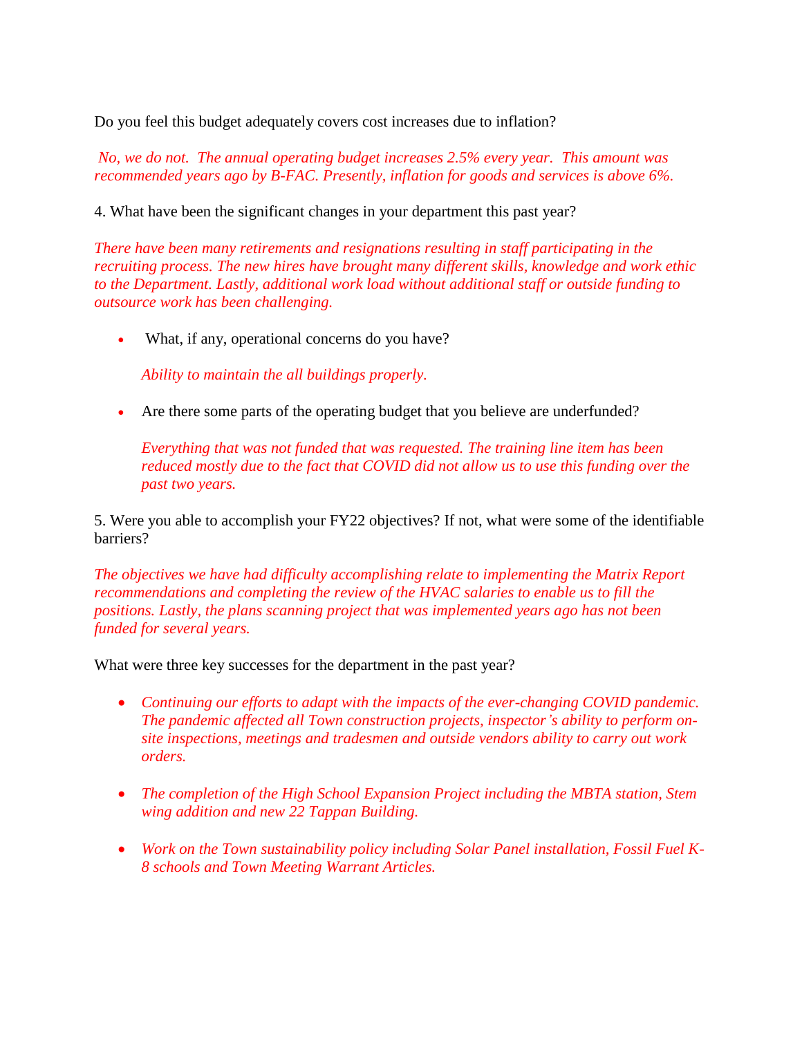Do you feel this budget adequately covers cost increases due to inflation?

*No, we do not. The annual operating budget increases 2.5% every year. This amount was recommended years ago by B-FAC. Presently, inflation for goods and services is above 6%.*

4. What have been the significant changes in your department this past year?

*There have been many retirements and resignations resulting in staff participating in the recruiting process. The new hires have brought many different skills, knowledge and work ethic to the Department. Lastly, additional work load without additional staff or outside funding to outsource work has been challenging.*

- What, if any, operational concerns do you have?

  *Ability to maintain the all buildings properly.*

- Are there some parts of the operating budget that you believe are underfunded?

  *Everything that was not funded that was requested. The training line item has been reduced mostly due to the fact that COVID did not allow us to use this funding over the past two years.*

5. Were you able to accomplish your FY22 objectives? If not, what were some of the identifiable barriers?

*The objectives we have had difficulty accomplishing relate to implementing the Matrix Report recommendations and completing the review of the HVAC salaries to enable us to fill the positions. Lastly, the plans scanning project that was implemented years ago has not been funded for several years.*

What were three key successes for the department in the past year?

- *Continuing our efforts to adapt with the impacts of the ever-changing COVID pandemic. The pandemic affected all Town construction projects, inspector's ability to perform on-site inspections, meetings and tradesmen and outside vendors ability to carry out work orders.*

- *The completion of the High School Expansion Project including the MBTA station, Stem wing addition and new 22 Tappan Building.*

- *Work on the Town sustainability policy including Solar Panel installation, Fossil Fuel K-8 schools and Town Meeting Warrant Articles.*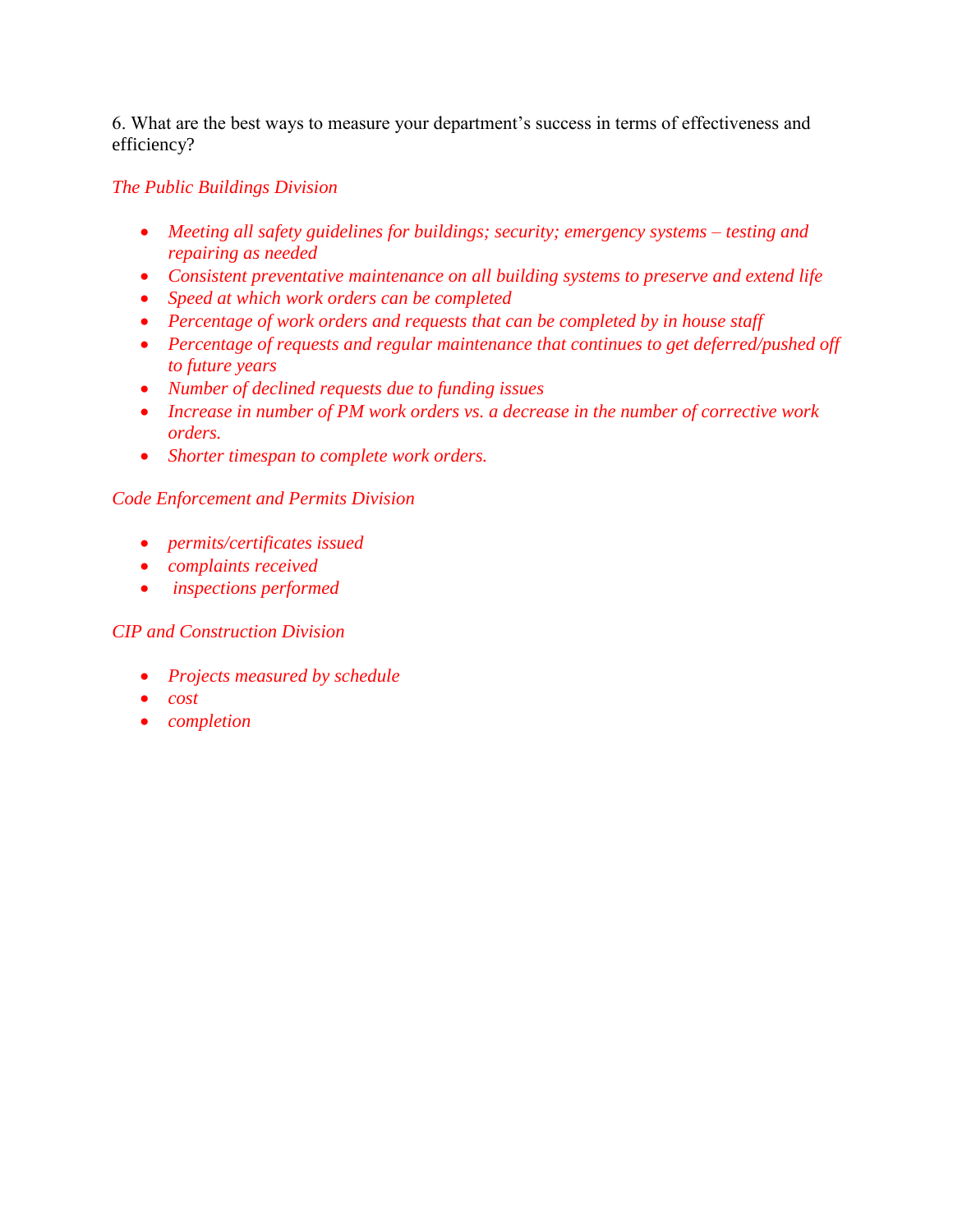6. What are the best ways to measure your department's success in terms of effectiveness and efficiency?

*The Public Buildings Division*

- *Meeting all safety guidelines for buildings; security; emergency systems – testing and repairing as needed*
- *Consistent preventative maintenance on all building systems to preserve and extend life*
- *Speed at which work orders can be completed*
- *Percentage of work orders and requests that can be completed by in house staff*
- *Percentage of requests and regular maintenance that continues to get deferred/pushed off to future years*
- *Number of declined requests due to funding issues*
- *Increase in number of PM work orders vs. a decrease in the number of corrective work orders.*
- *Shorter timespan to complete work orders.*

*Code Enforcement and Permits Division*

- *permits/certificates issued*
- *complaints received*
- *inspections performed*

*CIP and Construction Division*

- *Projects measured by schedule*
- *cost*
- *completion*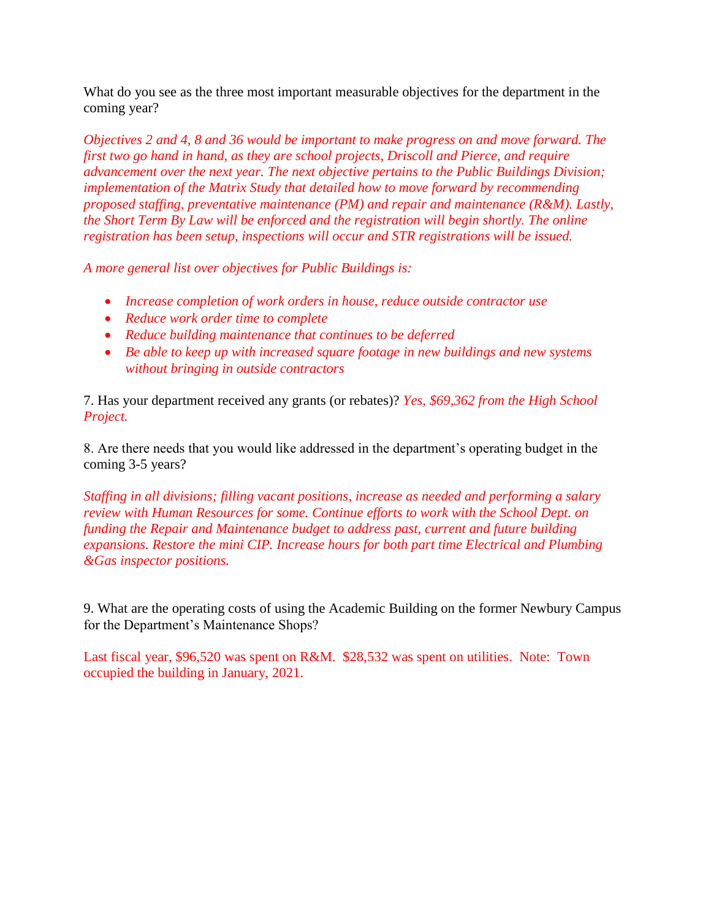What do you see as the three most important measurable objectives for the department in the coming year?

*Objectives 2 and 4, 8 and 36 would be important to make progress on and move forward. The first two go hand in hand, as they are school projects, Driscoll and Pierce, and require advancement over the next year. The next objective pertains to the Public Buildings Division; implementation of the Matrix Study that detailed how to move forward by recommending proposed staffing, preventative maintenance (PM) and repair and maintenance (R&M). Lastly, the Short Term By Law will be enforced and the registration will begin shortly. The online registration has been setup, inspections will occur and STR registrations will be issued.*

*A more general list over objectives for Public Buildings is:*

- *Increase completion of work orders in house, reduce outside contractor use*
- *Reduce work order time to complete*
- *Reduce building maintenance that continues to be deferred*
- *Be able to keep up with increased square footage in new buildings and new systems without bringing in outside contractors*

7. Has your department received any grants (or rebates)? *Yes, $69,362 from the High School Project.*

8. Are there needs that you would like addressed in the department's operating budget in the coming 3-5 years?

*Staffing in all divisions; filling vacant positions, increase as needed and performing a salary review with Human Resources for some. Continue efforts to work with the School Dept. on funding the Repair and Maintenance budget to address past, current and future building expansions. Restore the mini CIP. Increase hours for both part time Electrical and Plumbing &Gas inspector positions.*

9. What are the operating costs of using the Academic Building on the former Newbury Campus for the Department's Maintenance Shops?

Last fiscal year, $96,520 was spent on R&M. $28,532 was spent on utilities. Note: Town occupied the building in January, 2021.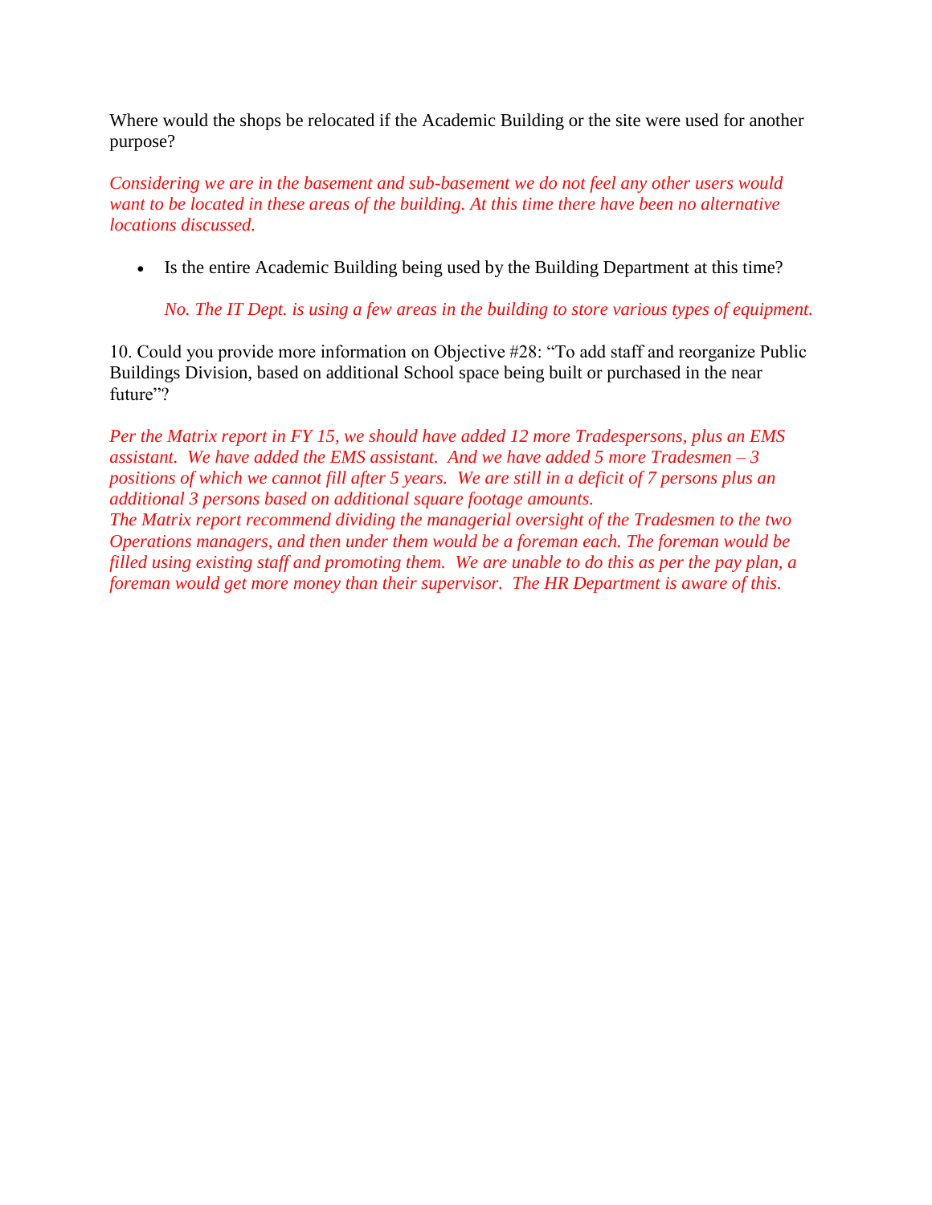Where would the shops be relocated if the Academic Building or the site were used for another purpose?

*Considering we are in the basement and sub-basement we do not feel any other users would want to be located in these areas of the building. At this time there have been no alternative locations discussed.*

- Is the entire Academic Building being used by the Building Department at this time?

  *No. The IT Dept. is using a few areas in the building to store various types of equipment.*

10. Could you provide more information on Objective #28: "To add staff and reorganize Public Buildings Division, based on additional School space being built or purchased in the near future"?

*Per the Matrix report in FY 15, we should have added 12 more Tradespersons, plus an EMS assistant. We have added the EMS assistant. And we have added 5 more Tradesmen – 3 positions of which we cannot fill after 5 years. We are still in a deficit of 7 persons plus an additional 3 persons based on additional square footage amounts.*
*The Matrix report recommend dividing the managerial oversight of the Tradesmen to the two Operations managers, and then under them would be a foreman each. The foreman would be filled using existing staff and promoting them. We are unable to do this as per the pay plan, a foreman would get more money than their supervisor. The HR Department is aware of this.*